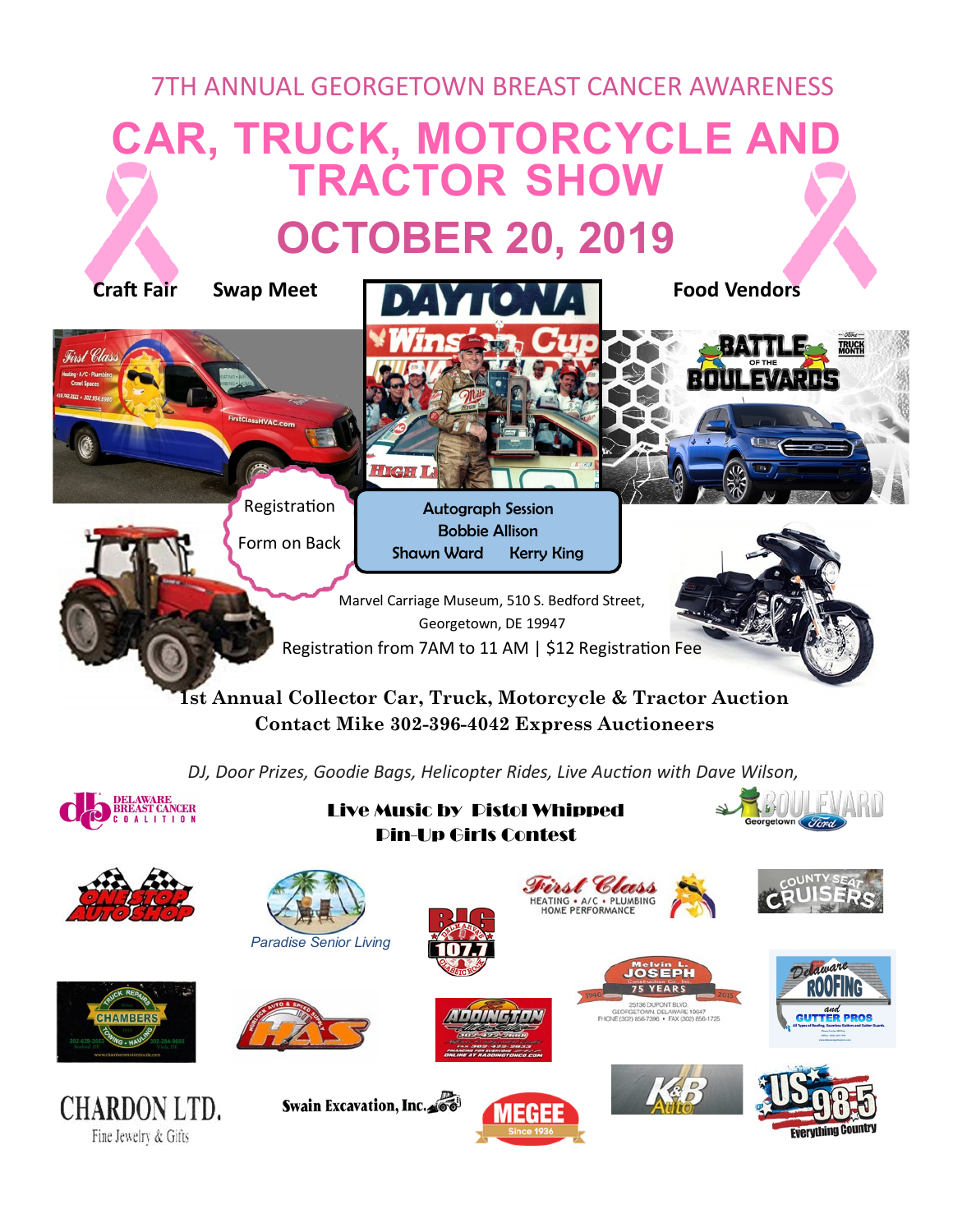7TH ANNUAL GEORGETOWN BREAST CANCER AWARENESS

# CAR, TRUCK, MOTORCYCLE AND TRACTOR SHOW

## OCTOBER 20, 2019

**Craft Fair** **Swap Meet** **Food Vendors**

Registration Form on Back

Autograph Session
Bobbie Allison
Shawn Ward Kerry King

Marvel Carriage Museum, 510 S. Bedford Street,
Georgetown, DE 19947
Registration from 7AM to 11 AM | $12 Registration Fee

**1st Annual Collector Car, Truck, Motorcycle & Tractor Auction**
**Contact Mike 302-396-4042 Express Auctioneers**

*DJ, Door Prizes, Goodie Bags, Helicopter Rides, Live Auction with Dave Wilson,*

**Live Music by Pistol Whipped**
**Pin-Up Girls Contest**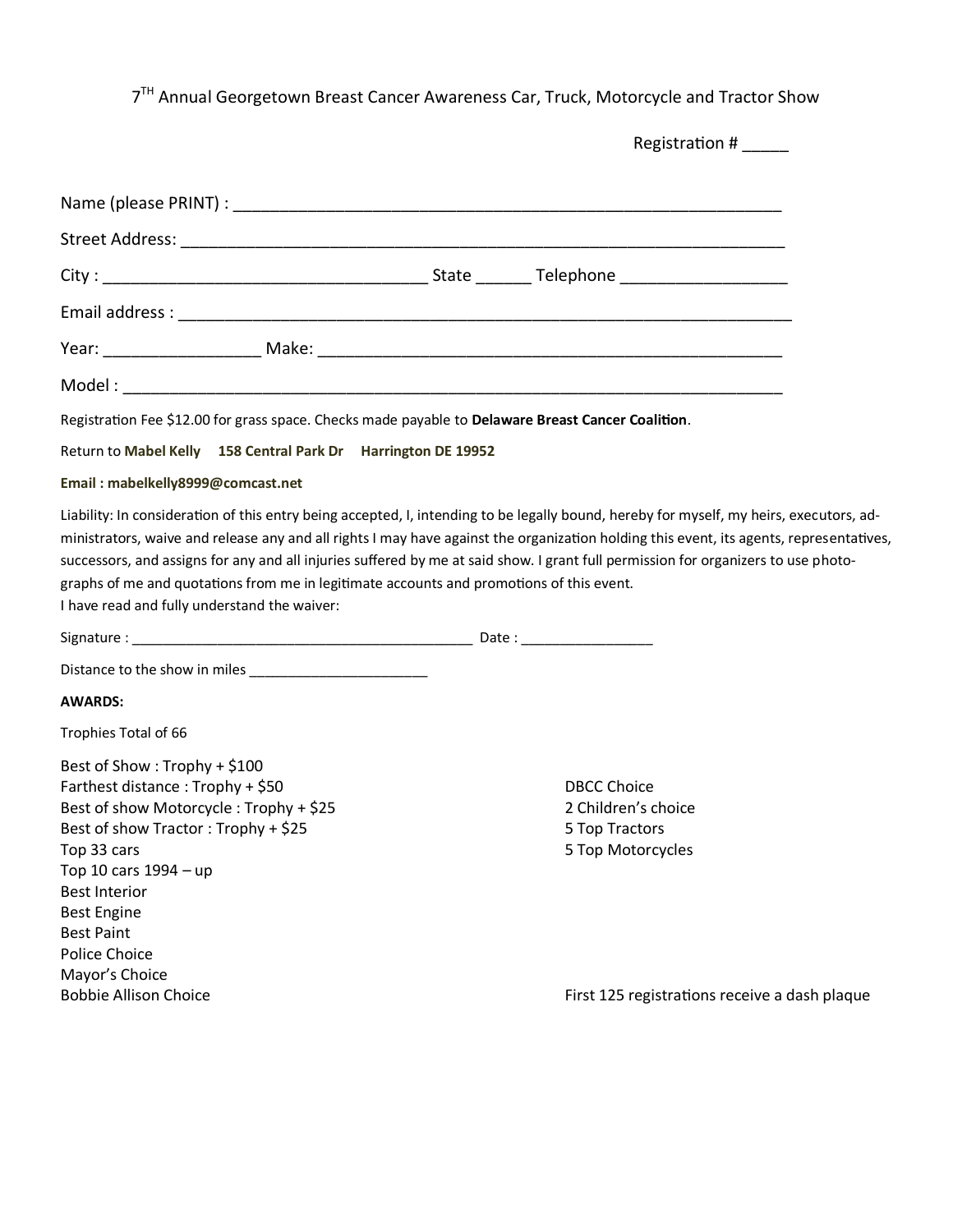# 7TH Annual Georgetown Breast Cancer Awareness Car, Truck, Motorcycle and Tractor Show

Registration # _____

Name (please PRINT) : ____________________________________________________________

Street Address: ______________________________________________________________

City : ___________________________________ State ______ Telephone _________________

Email address : _______________________________________________________________

Year: ________________ Make: ________________________________________________

Model : _____________________________________________________________________

Registration Fee $12.00 for grass space. Checks made payable to **Delaware Breast Cancer Coalition**.

Return to **Mabel Kelly 158 Central Park Dr Harrington DE 19952**

**Email : mabelkelly8999@comcast.net**

Liability: In consideration of this entry being accepted, I, intending to be legally bound, hereby for myself, my heirs, executors, administrators, waive and release any and all rights I may have against the organization holding this event, its agents, representatives, successors, and assigns for any and all injuries suffered by me at said show. I grant full permission for organizers to use photographs of me and quotations from me in legitimate accounts and promotions of this event.
I have read and fully understand the waiver:

Signature : __________________________________________ Date : ________________

Distance to the show in miles ______________________

**AWARDS:**

Trophies Total of 66

Best of Show : Trophy + $100
Farthest distance : Trophy + $50
Best of show Motorcycle : Trophy + $25
Best of show Tractor : Trophy + $25
Top 33 cars
Top 10 cars 1994 – up
Best Interior
Best Engine
Best Paint
Police Choice
Mayor's Choice
Bobbie Allison Choice

DBCC Choice
2 Children's choice
5 Top Tractors
5 Top Motorcycles

First 125 registrations receive a dash plaque